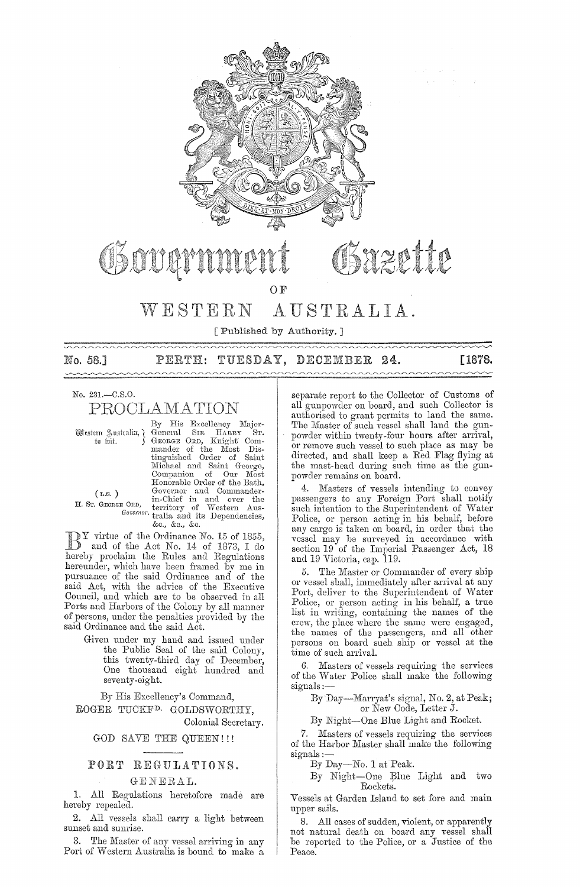# Government Gazette

OF

# WESTERN AUSTRALIA.

[ Published by Authority. ]

No. 58.] PERTH: TUESDAY, DECEMBER 24. [1878.

No. 231.—C.S.O.

## PROCLAMATION

Western Australia, to wit.

(L.S.)
H. ST. GEORGE ORD, *Governor.*

By His Excellency Major-General SIR HARRY ST. GEORGE ORD, Knight Commander of the Most Distinguished Order of Saint Michael and Saint George, Companion of Our Most Honorable Order of the Bath, Governor and Commander-in-Chief in and over the territory of Western Australia and its Dependencies, &c., &c., &c.

BY virtue of the Ordinance No. 15 of 1855, and of the Act No. 14 of 1873, I do hereby proclaim the Rules and Regulations hereunder, which have been framed by me in pursuance of the said Ordinance and of the said Act, with the advice of the Executive Council, and which are to be observed in all Ports and Harbors of the Colony by all manner of persons, under the penalties provided by the said Ordinance and the said Act.

Given under my hand and issued under the Public Seal of the said Colony, this twenty-third day of December, One thousand eight hundred and seventy-eight.

By His Excellency's Command,

ROGER TUCKFD. GOLDSWORTHY,
Colonial Secretary.

GOD SAVE THE QUEEN!!!

## PORT REGULATIONS.

### GENERAL.

1. All Regulations heretofore made are hereby repealed.

2. All vessels shall carry a light between sunset and sunrise.

3. The Master of any vessel arriving in any Port of Western Australia is bound to make a separate report to the Collector of Customs of all gunpowder on board, and such Collector is authorised to grant permits to land the same. The Master of such vessel shall land the gunpowder within twenty-four hours after arrival, or remove such vessel to such place as may be directed, and shall keep a Red Flag flying at the mast-head during such time as the gunpowder remains on board.

4. Masters of vessels intending to convey passengers to any Foreign Port shall notify such intention to the Superintendent of Water Police, or person acting in his behalf, before any cargo is taken on board, in order that the vessel may be surveyed in accordance with section 19 of the Imperial Passenger Act, 18 and 19 Victoria, cap. 119.

5. The Master or Commander of every ship or vessel shall, immediately after arrival at any Port, deliver to the Superintendent of Water Police, or person acting in his behalf, a true list in writing, containing the names of the crew, the place where the same were engaged, the names of the passengers, and all other persons on board such ship or vessel at the time of such arrival.

6. Masters of vessels requiring the services of the Water Police shall make the following signals:—

By Day—Marryat's signal, No. 2, at Peak; or New Code, Letter J.

By Night—One Blue Light and Rocket.

7. Masters of vessels requiring the services of the Harbor Master shall make the following signals:—

By Day—No. 1 at Peak.

By Night—One Blue Light and two Rockets.

Vessels at Garden Island to set fore and main upper sails.

8. All cases of sudden, violent, or apparently not natural death on board any vessel shall be reported to the Police, or a Justice of the Peace.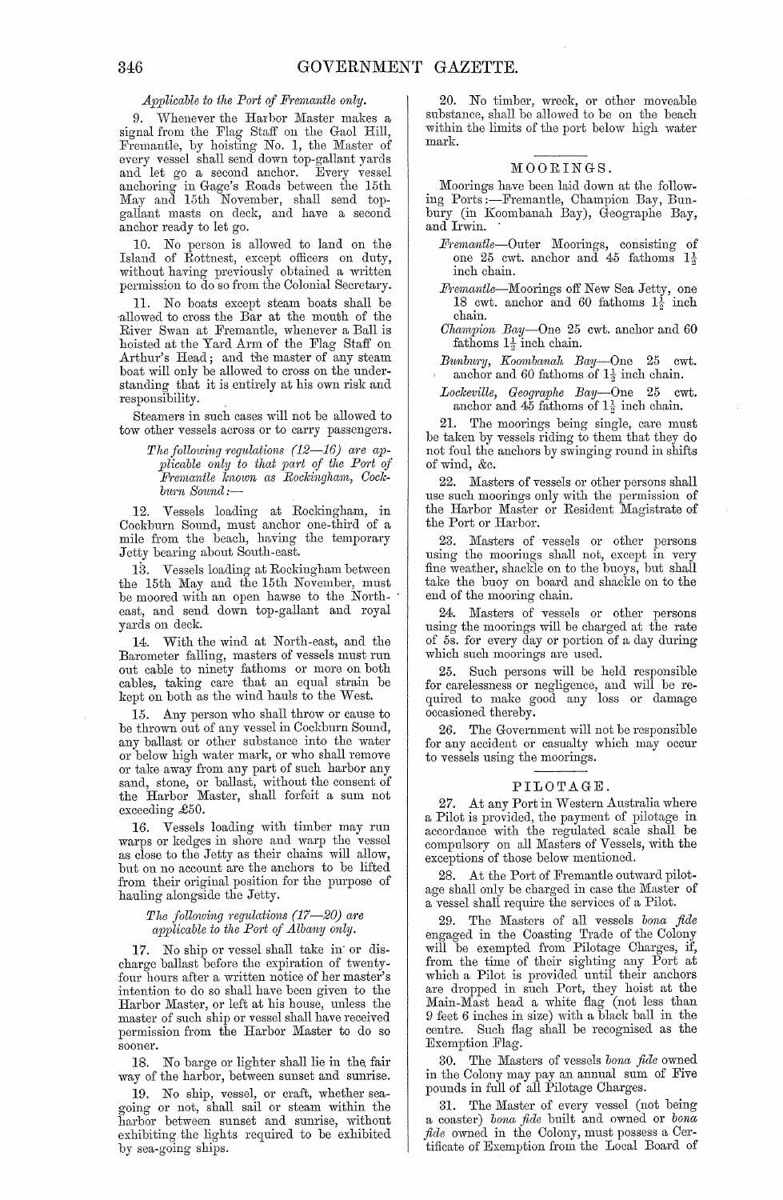*Applicable to the Port of Fremantle only.*

9. Whenever the Harbor Master makes a signal from the Flag Staff on the Gaol Hill, Fremantle, by hoisting No. 1, the Master of every vessel shall send down top-gallant yards and let go a second anchor. Every vessel anchoring in Gage's Roads between the 15th May and 15th November, shall send top-gallant masts on deck, and have a second anchor ready to let go.

10. No person is allowed to land on the Island of Rottnest, except officers on duty, without having previously obtained a written permission to do so from the Colonial Secretary.

11. No boats except steam boats shall be allowed to cross the Bar at the mouth of the River Swan at Fremantle, whenever a Ball is hoisted at the Yard Arm of the Flag Staff on Arthur's Head; and the master of any steam boat will only be allowed to cross on the understanding that it is entirely at his own risk and responsibility.

Steamers in such cases will not be allowed to tow other vessels across or to carry passengers.

*The following regulations (12—16) are applicable only to that part of the Port of Fremantle known as Rockingham, Cockburn Sound:—*

12. Vessels loading at Rockingham, in Cockburn Sound, must anchor one-third of a mile from the beach, having the temporary Jetty bearing about South-east.

13. Vessels loading at Rockingham between the 15th May and the 15th November, must be moored with an open hawse to the North-east, and send down top-gallant and royal yards on deck.

14. With the wind at North-east, and the Barometer falling, masters of vessels must run out cable to ninety fathoms or more on both cables, taking care that an equal strain be kept on both as the wind hauls to the West.

15. Any person who shall throw or cause to be thrown out of any vessel in Cockburn Sound, any ballast or other substance into the water or below high water mark, or who shall remove or take away from any part of such harbor any sand, stone, or ballast, without the consent of the Harbor Master, shall forfeit a sum not exceeding £50.

16. Vessels loading with timber may run warps or kedges in shore and warp the vessel as close to the Jetty as their chains will allow, but on no account are the anchors to be lifted from their original position for the purpose of hauling alongside the Jetty.

*The following regulations (17—20) are applicable to the Port of Albany only.*

17. No ship or vessel shall take in or discharge ballast before the expiration of twenty-four hours after a written notice of her master's intention to do so shall have been given to the Harbor Master, or left at his house, unless the master of such ship or vessel shall have received permission from the Harbor Master to do so sooner.

18. No barge or lighter shall lie in the fair way of the harbor, between sunset and sunrise.

19. No ship, vessel, or craft, whether sea-going or not, shall sail or steam within the harbor between sunset and sunrise, without exhibiting the lights required to be exhibited by sea-going ships.

20. No timber, wreck, or other moveable substance, shall be allowed to be on the beach within the limits of the port below high water mark.

## MOORINGS.

Moorings have been laid down at the following Ports:—Fremantle, Champion Bay, Bunbury (in Koombanah Bay), Geographe Bay, and Irwin.

*Fremantle*—Outer Moorings, consisting of one 25 cwt. anchor and 45 fathoms 1½ inch chain.

*Fremantle*—Moorings off New Sea Jetty, one 18 cwt. anchor and 60 fathoms 1½ inch chain.

*Champion Bay*—One 25 cwt. anchor and 60 fathoms 1½ inch chain.

*Bunbury, Koombanah Bay*—One 25 cwt. anchor and 60 fathoms of 1½ inch chain.

*Lockeville, Geographe Bay*—One 25 cwt. anchor and 45 fathoms of 1½ inch chain.

21. The moorings being single, care must be taken by vessels riding to them that they do not foul the anchors by swinging round in shifts of wind, &c.

22. Masters of vessels or other persons shall use such moorings only with the permission of the Harbor Master or Resident Magistrate of the Port or Harbor.

23. Masters of vessels or other persons using the moorings shall not, except in very fine weather, shackle on to the buoys, but shall take the buoy on board and shackle on to the end of the mooring chain.

24. Masters of vessels or other persons using the moorings will be charged at the rate of 5s. for every day or portion of a day during which such moorings are used.

25. Such persons will be held responsible for carelessness or negligence, and will be required to make good any loss or damage occasioned thereby.

26. The Government will not be responsible for any accident or casualty which may occur to vessels using the moorings.

## PILOTAGE.

27. At any Port in Western Australia where a Pilot is provided, the payment of pilotage in accordance with the regulated scale shall be compulsory on all Masters of Vessels, with the exceptions of those below mentioned.

28. At the Port of Fremantle outward pilotage shall only be charged in case the Master of a vessel shall require the services of a Pilot.

29. The Masters of all vessels *bona fide* engaged in the Coasting Trade of the Colony will be exempted from Pilotage Charges, if, from the time of their sighting any Port at which a Pilot is provided until their anchors are dropped in such Port, they hoist at the Main-Mast head a white flag (not less than 9 feet 6 inches in size) with a black ball in the centre. Such flag shall be recognised as the Exemption Flag.

30. The Masters of vessels *bona fide* owned in the Colony may pay an annual sum of Five pounds in full of all Pilotage Charges.

31. The Master of every vessel (not being a coaster) *bona fide* built and owned or *bona fide* owned in the Colony, must possess a Certificate of Exemption from the Local Board of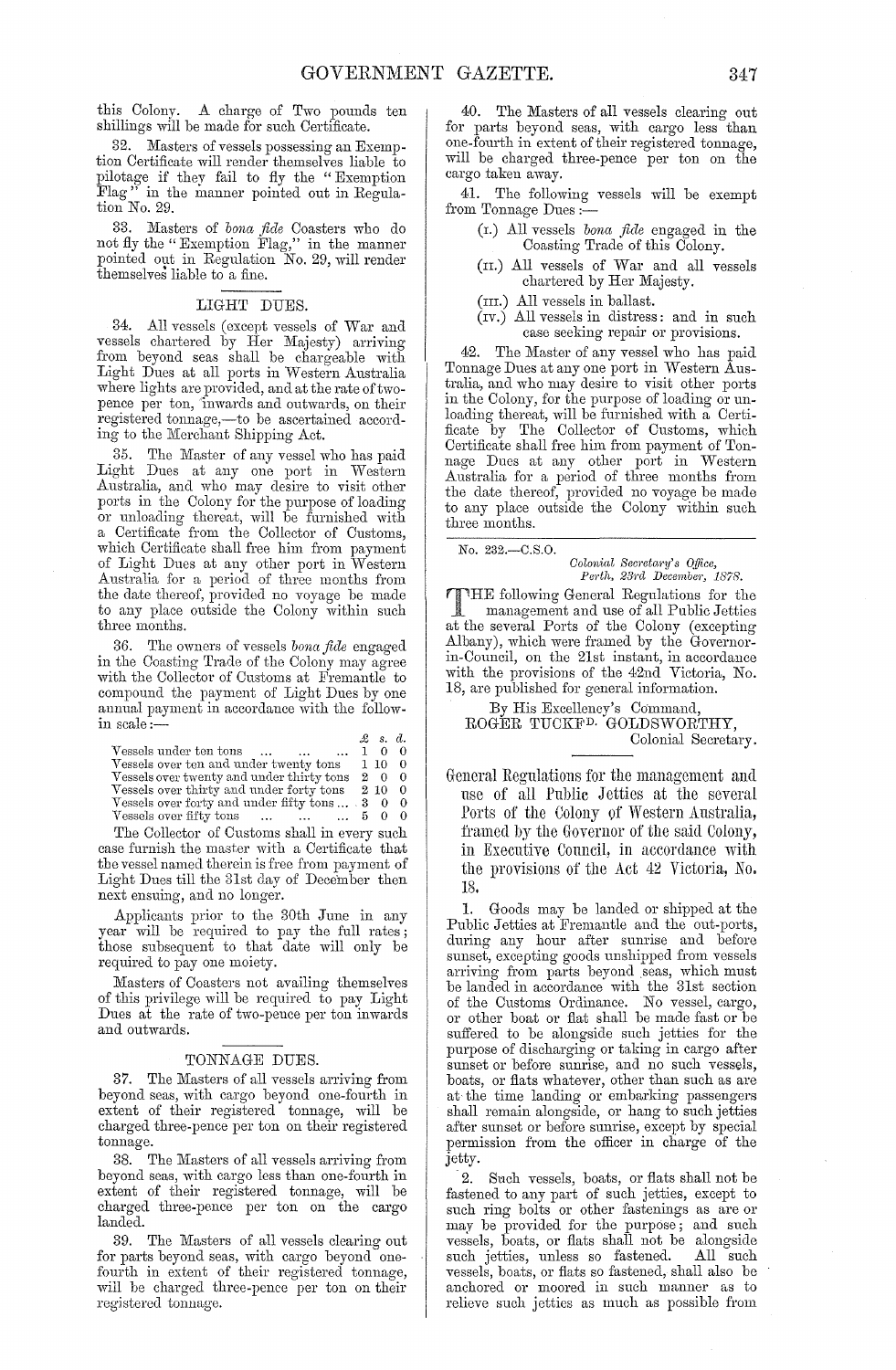this Colony. A charge of Two pounds ten shillings will be made for such Certificate.

32. Masters of vessels possessing an Exemption Certificate will render themselves liable to pilotage if they fail to fly the "Exemption Flag" in the manner pointed out in Regulation No. 29.

33. Masters of *bona fide* Coasters who do not fly the "Exemption Flag," in the manner pointed out in Regulation No. 29, will render themselves liable to a fine.

## LIGHT DUES.

34. All vessels (except vessels of War and vessels chartered by Her Majesty) arriving from beyond seas shall be chargeable with Light Dues at all ports in Western Australia where lights are provided, and at the rate of two-pence per ton, inwards and outwards, on their registered tonnage,—to be ascertained according to the Merchant Shipping Act.

35. The Master of any vessel who has paid Light Dues at any one port in Western Australia, and who may desire to visit other ports in the Colony for the purpose of loading or unloading thereat, will be furnished with a Certificate from the Collector of Customs, which Certificate shall free him from payment of Light Dues at any other port in Western Australia for a period of three months from the date thereof, provided no voyage be made to any place outside the Colony within such three months.

36. The owners of vessels *bona fide* engaged in the Coasting Trade of the Colony may agree with the Collector of Customs at Fremantle to compound the payment of Light Dues by one annual payment in accordance with the following scale:—

| | £ | s. | d. |
|---|---|---|---|
| Vessels under ten tons ... ... ... | 1 | 0 | 0 |
| Vessels over ten and under twenty tons | 1 | 10 | 0 |
| Vessels over twenty and under thirty tons | 2 | 0 | 0 |
| Vessels over thirty and under forty tons | 2 | 10 | 0 |
| Vessels over forty and under fifty tons ... | 3 | 0 | 0 |
| Vessels over fifty tons ... ... ... | 5 | 0 | 0 |

The Collector of Customs shall in every such case furnish the master with a Certificate that the vessel named therein is free from payment of Light Dues till the 31st day of December then next ensuing, and no longer.

Applicants prior to the 30th June in any year will be required to pay the full rates; those subsequent to that date will only be required to pay one moiety.

Masters of Coasters not availing themselves of this privilege will be required to pay Light Dues at the rate of two-pence per ton inwards and outwards.

## TONNAGE DUES.

37. The Masters of all vessels arriving from beyond seas, with cargo beyond one-fourth in extent of their registered tonnage, will be charged three-pence per ton on their registered tonnage.

38. The Masters of all vessels arriving from beyond seas, with cargo less than one-fourth in extent of their registered tonnage, will be charged three-pence per ton on the cargo landed.

39. The Masters of all vessels clearing out for parts beyond seas, with cargo beyond one-fourth in extent of their registered tonnage, will be charged three-pence per ton on their registered tonnage.

40. The Masters of all vessels clearing out for parts beyond seas, with cargo less than one-fourth in extent of their registered tonnage, will be charged three-pence per ton on the cargo taken away.

41. The following vessels will be exempt from Tonnage Dues:—

(I.) All vessels *bona fide* engaged in the Coasting Trade of this Colony.

(II.) All vessels of War and all vessels chartered by Her Majesty.

(III.) All vessels in ballast.

(IV.) All vessels in distress: and in such case seeking repair or provisions.

42. The Master of any vessel who has paid Tonnage Dues at any one port in Western Australia, and who may desire to visit other ports in the Colony, for the purpose of loading or unloading thereat, will be furnished with a Certificate by The Collector of Customs, which Certificate shall free him from payment of Tonnage Dues at any other port in Western Australia for a period of three months from the date thereof, provided no voyage be made to any place outside the Colony within such three months.

---

No. 232.—C.S.O.

*Colonial Secretary's Office,*
*Perth, 23rd December, 1878.*

THE following General Regulations for the management and use of all Public Jetties at the several Ports of the Colony (excepting Albany), which were framed by the Governor-in-Council, on the 21st instant, in accordance with the provisions of the 42nd Victoria, No. 18, are published for general information.

By His Excellency's Command,
ROGER TUCKFD. GOLDSWORTHY,
Colonial Secretary.

## General Regulations for the management and use of all Public Jetties at the several Ports of the Colony of Western Australia, framed by the Governor of the said Colony, in Executive Council, in accordance with the provisions of the Act 42 Victoria, No. 18.

1. Goods may be landed or shipped at the Public Jetties at Fremantle and the out-ports, during any hour after sunrise and before sunset, excepting goods unshipped from vessels arriving from parts beyond seas, which must be landed in accordance with the 31st section of the Customs Ordinance. No vessel, cargo, or other boat or flat shall be made fast or be suffered to be alongside such jetties for the purpose of discharging or taking in cargo after sunset or before sunrise, and no such vessels, boats, or flats whatever, other than such as are at the time landing or embarking passengers shall remain alongside, or hang to such jetties after sunset or before sunrise, except by special permission from the officer in charge of the jetty.

2. Such vessels, boats, or flats shall not be fastened to any part of such jetties, except to such ring bolts or other fastenings as are or may be provided for the purpose; and such vessels, boats, or flats shall not be alongside such jetties, unless so fastened. All such vessels, boats, or flats so fastened, shall also be anchored or moored in such manner as to relieve such jetties as much as possible from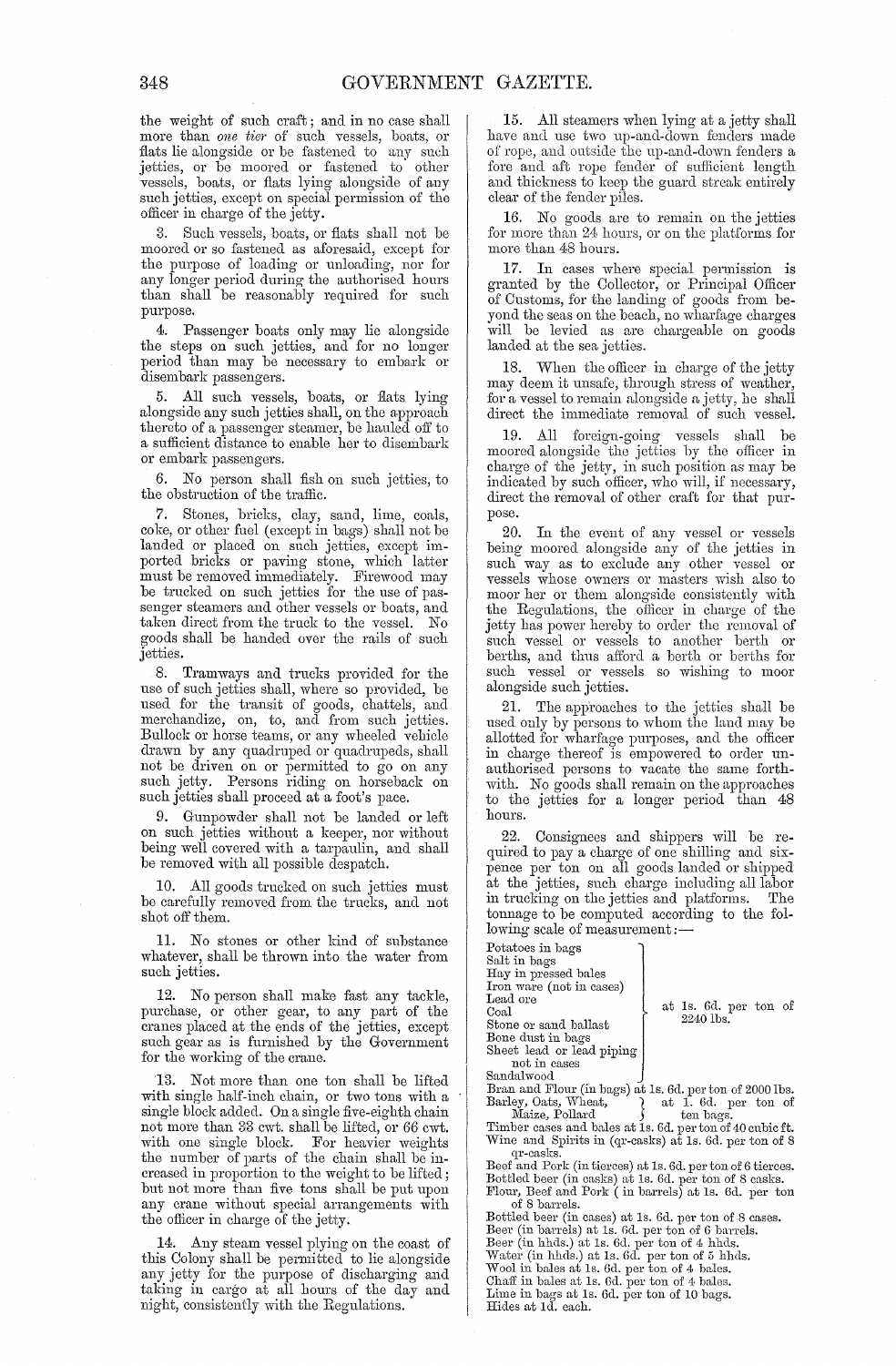the weight of such craft; and in no case shall more than *one tier* of such vessels, boats, or flats lie alongside or be fastened to any such jetties, or be moored or fastened to other vessels, boats, or flats lying alongside of any such jetties, except on special permission of the officer in charge of the jetty.

3. Such vessels, boats, or flats shall not be moored or so fastened as aforesaid, except for the purpose of loading or unloading, nor for any longer period during the authorised hours than shall be reasonably required for such purpose.

4. Passenger boats only may lie alongside the steps on such jetties, and for no longer period than may be necessary to embark or disembark passengers.

5. All such vessels, boats, or flats lying alongside any such jetties shall, on the approach thereto of a passenger steamer, be hauled off to a sufficient distance to enable her to disembark or embark passengers.

6. No person shall fish on such jetties, to the obstruction of the traffic.

7. Stones, bricks, clay, sand, lime, coals, coke, or other fuel (except in bags) shall not be landed or placed on such jetties, except imported bricks or paving stone, which latter must be removed immediately. Firewood may be trucked on such jetties for the use of passenger steamers and other vessels or boats, and taken direct from the truck to the vessel. No goods shall be handed over the rails of such jetties.

8. Tramways and trucks provided for the use of such jetties shall, where so provided, be used for the transit of goods, chattels, and merchandize, on, to, and from such jetties. Bullock or horse teams, or any wheeled vehicle drawn by any quadruped or quadrupeds, shall not be driven on or permitted to go on any such jetty. Persons riding on horseback on such jetties shall proceed at a foot's pace.

9. Gunpowder shall not be landed or left on such jetties without a keeper, nor without being well covered with a tarpaulin, and shall be removed with all possible despatch.

10. All goods trucked on such jetties must be carefully removed from the trucks, and not shot off them.

11. No stones or other kind of substance whatever, shall be thrown into the water from such jetties.

12. No person shall make fast any tackle, purchase, or other gear, to any part of the cranes placed at the ends of the jetties, except such gear as is furnished by the Government for the working of the crane.

13. Not more than one ton shall be lifted with single half-inch chain, or two tons with a single block added. On a single five-eighth chain not more than 33 cwt. shall be lifted, or 66 cwt. with one single block. For heavier weights the number of parts of the chain shall be increased in proportion to the weight to be lifted; but not more than five tons shall be put upon any crane without special arrangements with the officer in charge of the jetty.

14. Any steam vessel plying on the coast of this Colony shall be permitted to lie alongside any jetty for the purpose of discharging and taking in cargo at all hours of the day and night, consistently with the Regulations.

15. All steamers when lying at a jetty shall have and use two up-and-down fenders made of rope, and outside the up-and-down fenders a fore and aft rope fender of sufficient length and thickness to keep the guard streak entirely clear of the fender piles.

16. No goods are to remain on the jetties for more than 24 hours, or on the platforms for more than 48 hours.

17. In cases where special permission is granted by the Collector, or Principal Officer of Customs, for the landing of goods from beyond the seas on the beach, no wharfage charges will be levied as are chargeable on goods landed at the sea jetties.

18. When the officer in charge of the jetty may deem it unsafe, through stress of weather, for a vessel to remain alongside a jetty, he shall direct the immediate removal of such vessel.

19. All foreign-going vessels shall be moored alongside the jetties by the officer in charge of the jetty, in such position as may be indicated by such officer, who will, if necessary, direct the removal of other craft for that purpose.

20. In the event of any vessel or vessels being moored alongside any of the jetties in such way as to exclude any other vessel or vessels whose owners or masters wish also to moor her or them alongside consistently with the Regulations, the officer in charge of the jetty has power hereby to order the removal of such vessel or vessels to another berth or berths, and thus afford a berth or berths for such vessel or vessels so wishing to moor alongside such jetties.

21. The approaches to the jetties shall be used only by persons to whom the land may be allotted for wharfage purposes, and the officer in charge thereof is empowered to order unauthorised persons to vacate the same forthwith. No goods shall remain on the approaches to the jetties for a longer period than 48 hours.

22. Consignees and shippers will be required to pay a charge of one shilling and sixpence per ton on all goods landed or shipped at the jetties, such charge including all labor in trucking on the jetties and platforms. The tonnage to be computed according to the following scale of measurement:—

Potatoes in bags, Salt in bags, Hay in pressed bales, Iron ware (not in cases), Lead ore, Coal, Stone or sand ballast, Bone dust in bags, Sheet lead or lead piping not in cases, Sandalwood — at 1s. 6d. per ton of 2240 lbs.

Bran and Flour (in bags) at 1s. 6d. per ton of 2000 lbs.
Barley, Oats, Wheat, Maize, Pollard — at 1. 6d. per ton of ten bags.
Timber cases and bales at 1s. 6d. per ton of 40 cubic ft.
Wine and Spirits in (qr-casks) at 1s. 6d. per ton of 8 qr-casks.
Beef and Pork (in tierces) at 1s. 6d. per ton of 6 tierces.
Bottled beer (in casks) at 1s. 6d. per ton of 8 casks.
Flour, Beef and Pork (in barrels) at 1s. 6d. per ton of 8 barrels.
Bottled beer (in cases) at 1s. 6d. per ton of 8 cases.
Beer (in barrels) at 1s. 6d. per ton of 6 barrels.
Beer (in hhds.) at 1s. 6d. per ton of 4 hhds.
Water (in hhds.) at 1s. 6d. per ton of 5 hhds.
Wool in bales at 1s. 6d. per ton of 4 bales.
Chaff in bales at 1s. 6d. per ton of 4 bales.
Lime in bags at 1s. 6d. per ton of 10 bags.
Hides at 1d. each.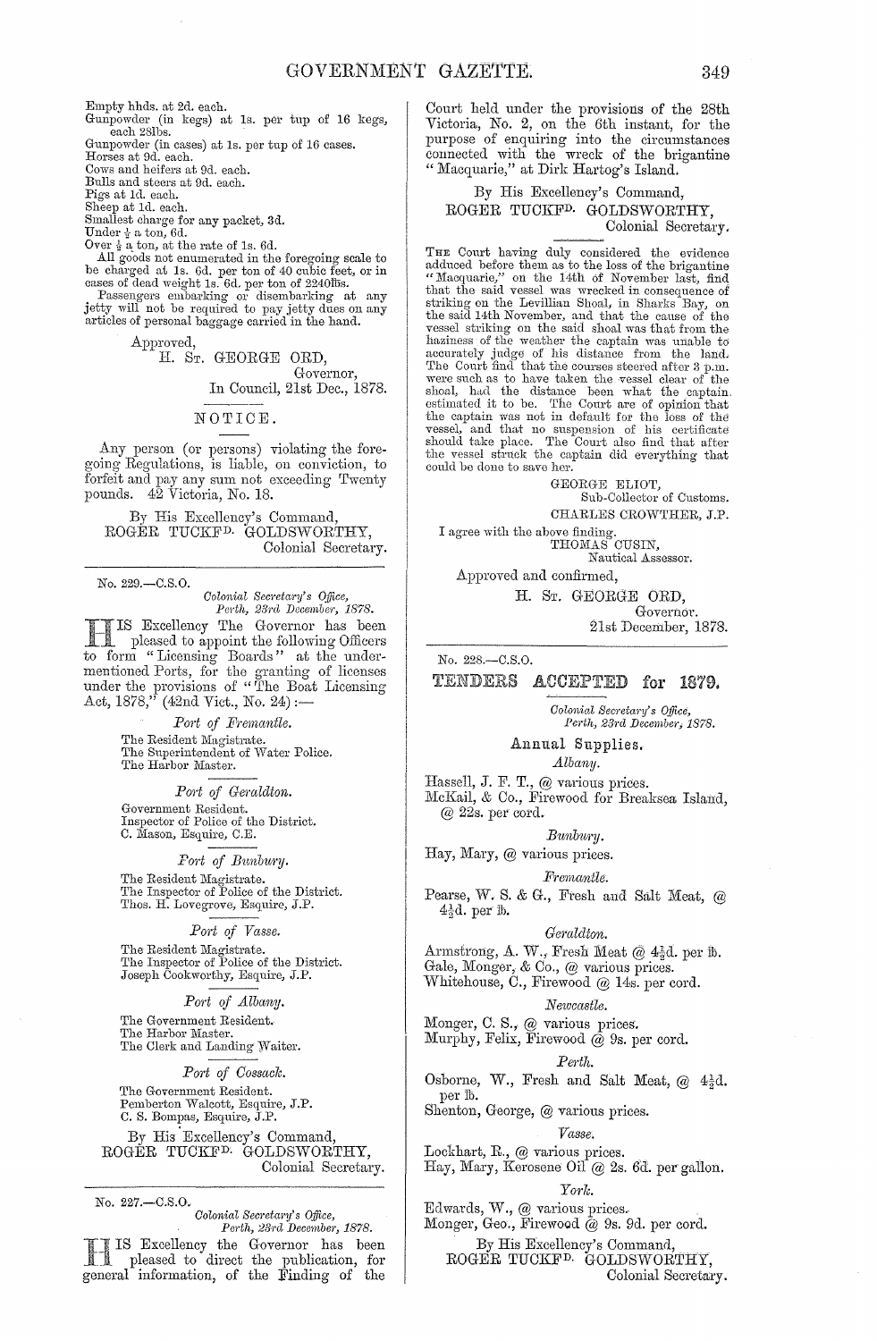Empty hhds. at 2d. each.
Gunpowder (in kegs) at 1s. per tup of 16 kegs, each 28lbs.
Gunpowder (in cases) at 1s. per tup of 16 cases.
Horses at 9d. each.
Cows and heifers at 9d. each.
Bulls and steers at 9d. each.
Pigs at 1d. each.
Sheep at 1d. each.
Smallest charge for any packet, 3d.
Under ½ a ton, 6d.
Over ½ a ton, at the rate of 1s. 6d.

All goods not enumerated in the foregoing scale to be charged at 1s. 6d. per ton of 40 cubic feet, or in cases of dead weight 1s. 6d. per ton of 2240lbs.

Passengers embarking or disembarking at any jetty will not be required to pay jetty dues on any articles of personal baggage carried in the hand.

Approved,
H. ST. GEORGE ORD,
Governor,
In Council, 21st Dec., 1878.

## NOTICE.

Any person (or persons) violating the foregoing Regulations, is liable, on conviction, to forfeit and pay any sum not exceeding Twenty pounds. 42 Victoria, No. 18.

By His Excellency's Command,
ROGER TUCKFD. GOLDSWORTHY,
Colonial Secretary.

---

No. 229.—C.S.O.

*Colonial Secretary's Office,*
*Perth, 23rd December, 1878.*

HIS Excellency The Governor has been pleased to appoint the following Officers to form "Licensing Boards" at the undermentioned Ports, for the granting of licenses under the provisions of "The Boat Licensing Act, 1878," (42nd Vict., No. 24):—

*Port of Fremantle.*

The Resident Magistrate.
The Superintendent of Water Police.
The Harbor Master.

*Port of Geraldton.*

Government Resident.
Inspector of Police of the District.
C. Mason, Esquire, C.E.

*Port of Bunbury.*

The Resident Magistrate.
The Inspector of Police of the District.
Thos. H. Lovegrove, Esquire, J.P.

*Port of Vasse.*

The Resident Magistrate.
The Inspector of Police of the District.
Joseph Cookworthy, Esquire, J.P.

*Port of Albany.*

The Government Resident.
The Harbor Master.
The Clerk and Landing Waiter.

*Port of Cossack.*

The Government Resident.
Pemberton Walcott, Esquire, J.P.
C. S. Bompas, Esquire, J.P.

By His Excellency's Command,
ROGER TUCKFD. GOLDSWORTHY,
Colonial Secretary.

---

No. 227.—C.S.O.

*Colonial Secretary's Office,*
*Perth, 23rd December, 1878.*

HIS Excellency The Governor has been pleased to direct the publication, for general information, of the Finding of the Court held under the provisions of the 28th Victoria, No. 2, on the 6th instant, for the purpose of enquiring into the circumstances connected with the wreck of the brigantine "Macquarie," at Dirk Hartog's Island.

By His Excellency's Command,
ROGER TUCKFD. GOLDSWORTHY,
Colonial Secretary.

THE Court having duly considered the evidence adduced before them as to the loss of the brigantine "Macquarie," on the 14th of November last, find that the said vessel was wrecked in consequence of striking on the Levillian Shoal, in Sharks Bay, on the said 14th November, and that the cause of the vessel striking on the said shoal was that from the haziness of the weather the captain was unable to accurately judge of his distance from the land. The Court find that the courses steered after 3 p.m. were such as to have taken the vessel clear of the shoal, had the distance been what the captain estimated it to be. The Court are of opinion that the captain was not in default for the loss of the vessel, and that no suspension of his certificate should take place. The Court also find that after the vessel struck the captain did everything that could be done to save her.

GEORGE ELIOT,
Sub-Collector of Customs.
CHARLES CROWTHER, J.P.

I agree with the above finding.
THOMAS CUSIN,
Nautical Assessor.

Approved and confirmed,
H. ST. GEORGE ORD,
Governor.
21st December, 1878.

---

No. 228.—C.S.O.

## TENDERS ACCEPTED for 1879.

*Colonial Secretary's Office,*
*Perth, 23rd December, 1878.*

### Annual Supplies.

*Albany.*

Hassell, J. F. T., @ various prices.
McKail, & Co., Firewood for Breaksea Island, @ 22s. per cord.

*Bunbury.*

Hay, Mary, @ various prices.

*Fremantle.*

Pearse, W. S. & G., Fresh and Salt Meat, @ 4½d. per lb.

*Geraldton.*

Armstrong, A. W., Fresh Meat @ 4½d. per lb.
Gale, Monger, & Co., @ various prices.
Whitehouse, C., Firewood @ 14s. per cord.

*Newcastle.*

Monger, C. S., @ various prices.
Murphy, Felix, Firewood @ 9s. per cord.

*Perth.*

Osborne, W., Fresh and Salt Meat, @ 4½d. per lb.
Shenton, George, @ various prices.

*Vasse.*

Lockhart, R., @ various prices.
Hay, Mary, Kerosene Oil @ 2s. 6d. per gallon.

*York.*

Edwards, W., @ various prices.
Monger, Geo., Firewood @ 9s. 9d. per cord.

By His Excellency's Command,
ROGER TUCKFD. GOLDSWORTHY,
Colonial Secretary.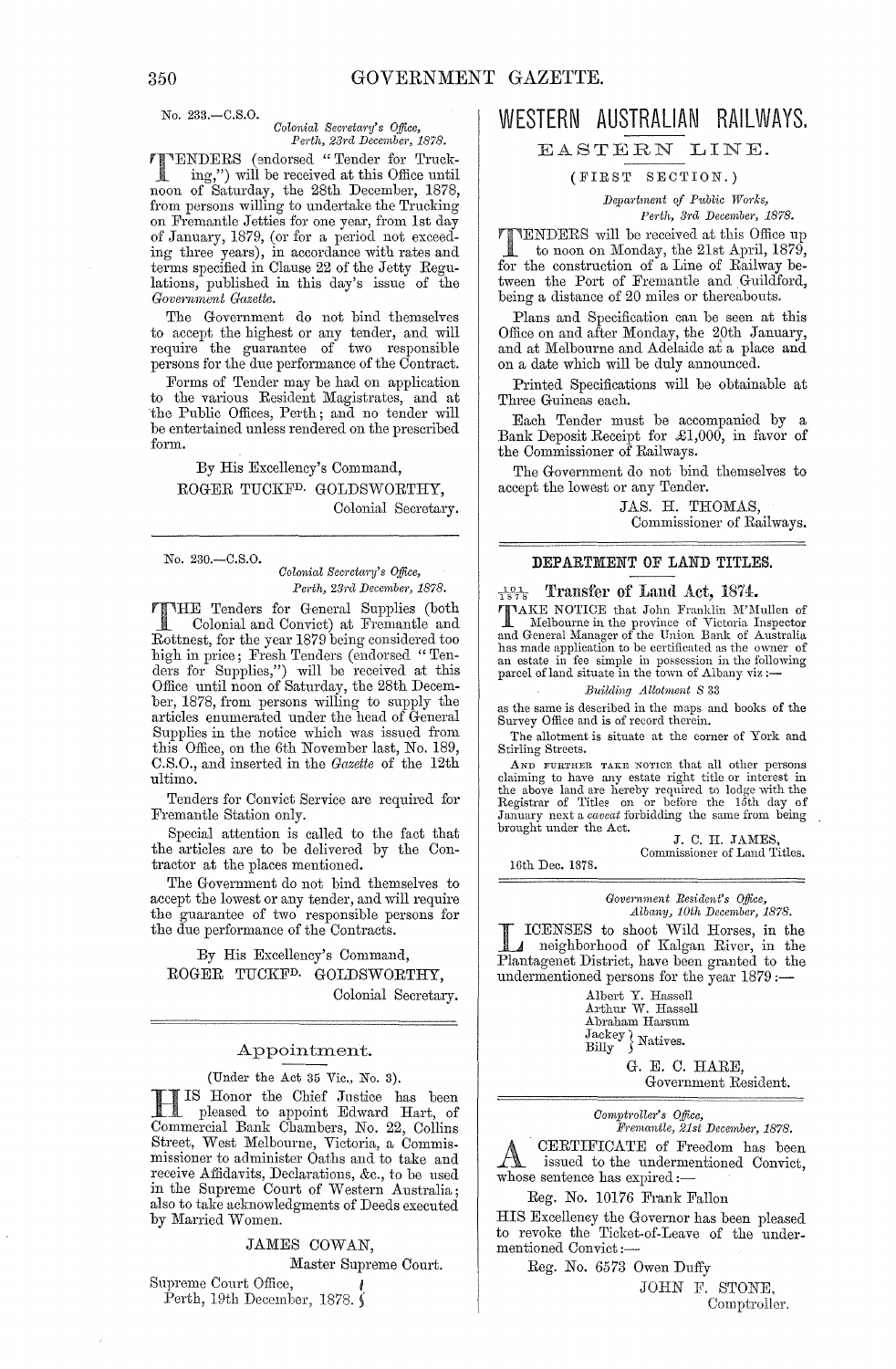No. 233.—C.S.O.

*Colonial Secretary's Office,*
*Perth, 23rd December, 1878.*

TENDERS (endorsed "Tender for Trucking,") will be received at this Office until noon of Saturday, the 28th December, 1878, from persons willing to undertake the Trucking on Fremantle Jetties for one year, from 1st day of January, 1879, (or for a period not exceeding three years), in accordance with rates and terms specified in Clause 22 of the Jetty Regulations, published in this day's issue of the *Government Gazette.*

The Government do not bind themselves to accept the highest or any tender, and will require the guarantee of two responsible persons for the due performance of the Contract.

Forms of Tender may be had on application to the various Resident Magistrates, and at the Public Offices, Perth; and no tender will be entertained unless rendered on the prescribed form.

By His Excellency's Command,

ROGER TUCKFD. GOLDSWORTHY,
Colonial Secretary.

---

No. 230.—C.S.O.

*Colonial Secretary's Office,*
*Perth, 23rd December, 1878.*

THE Tenders for General Supplies (both Colonial and Convict) at Fremantle and Rottnest, for the year 1879 being considered too high in price; Fresh Tenders (endorsed "Tenders for Supplies,") will be received at this Office until noon of Saturday, the 28th December, 1878, from persons willing to supply the articles enumerated under the head of General Supplies in the notice which was issued from this Office, on the 6th November last, No. 189, C.S.O., and inserted in the *Gazette* of the 12th ultimo.

Tenders for Convict Service are required for Fremantle Station only.

Special attention is called to the fact that the articles are to be delivered by the Contractor at the places mentioned.

The Government do not bind themselves to accept the lowest or any tender, and will require the guarantee of two responsible persons for the due performance of the Contracts.

By His Excellency's Command,

ROGER TUCKFD. GOLDSWORTHY,
Colonial Secretary.

---

## Appointment.

(Under the Act 35 Vic., No. 3).

HIS Honor the Chief Justice has been pleased to appoint Edward Hart, of Commercial Bank Chambers, No. 22, Collins Street, West Melbourne, Victoria, a Commissioner to administer Oaths and to take and receive Affidavits, Declarations, &c., to be used in the Supreme Court of Western Australia; also to take acknowledgments of Deeds executed by Married Women.

JAMES COWAN,
Master Supreme Court.

Supreme Court Office,
Perth, 19th December, 1878.

---

# WESTERN AUSTRALIAN RAILWAYS.

## EASTERN LINE.

(FIRST SECTION.)

*Department of Public Works,*
*Perth, 3rd December, 1878.*

TENDERS will be received at this Office up to noon on Monday, the 21st April, 1879, for the construction of a Line of Railway between the Port of Fremantle and Guildford, being a distance of 20 miles or thereabouts.

Plans and Specification can be seen at this Office on and after Monday, the 20th January, and at Melbourne and Adelaide at a place and on a date which will be duly announced.

Printed Specifications will be obtainable at Three Guineas each.

Each Tender must be accompanied by a Bank Deposit Receipt for £1,000, in favor of the Commissioner of Railways.

The Government do not bind themselves to accept the lowest or any Tender.

JAS. H. THOMAS,
Commissioner of Railways.

---

## DEPARTMENT OF LAND TITLES.

$\frac{101}{1878}$ **Transfer of Land Act, 1874.**

TAKE NOTICE that John Franklin M'Mullen of Melbourne in the province of Victoria Inspector and General Manager of the Union Bank of Australia has made application to be certificated as the owner of an estate in fee simple in possession in the following parcel of land situate in the town of Albany viz:—

*Building Allotment S 33*

as the same is described in the maps and books of the Survey Office and is of record therein.

The allotment is situate at the corner of York and Stirling Streets.

AND FURTHER TAKE NOTICE that all other persons claiming to have any estate right title or interest in the above land are hereby required to lodge with the Registrar of Titles on or before the 15th day of January next a *caveat* forbidding the same from being brought under the Act.

J. C. H. JAMES,
Commissioner of Land Titles.

16th Dec. 1878.

---

*Government Resident's Office,*
*Albany, 10th December, 1878.*

LICENSES to shoot Wild Horses, in the neighborhood of Kalgan River, in the Plantagenet District, have been granted to the undermentioned persons for the year 1879:—

Albert Y. Hassell
Arthur W. Hassell
Abraham Harsum
Jackey } Natives.
Billy }

G. E. C. HARE,
Government Resident.

---

*Comptroller's Office,*
*Fremantle, 21st December, 1878.*

A CERTIFICATE of Freedom has been issued to the undermentioned Convict, whose sentence has expired:—

Reg. No. 10176 Frank Fallon

HIS Excellency the Governor has been pleased to revoke the Ticket-of-Leave of the undermentioned Convict:—

Reg. No. 6573 Owen Duffy

JOHN F. STONE,
Comptroller.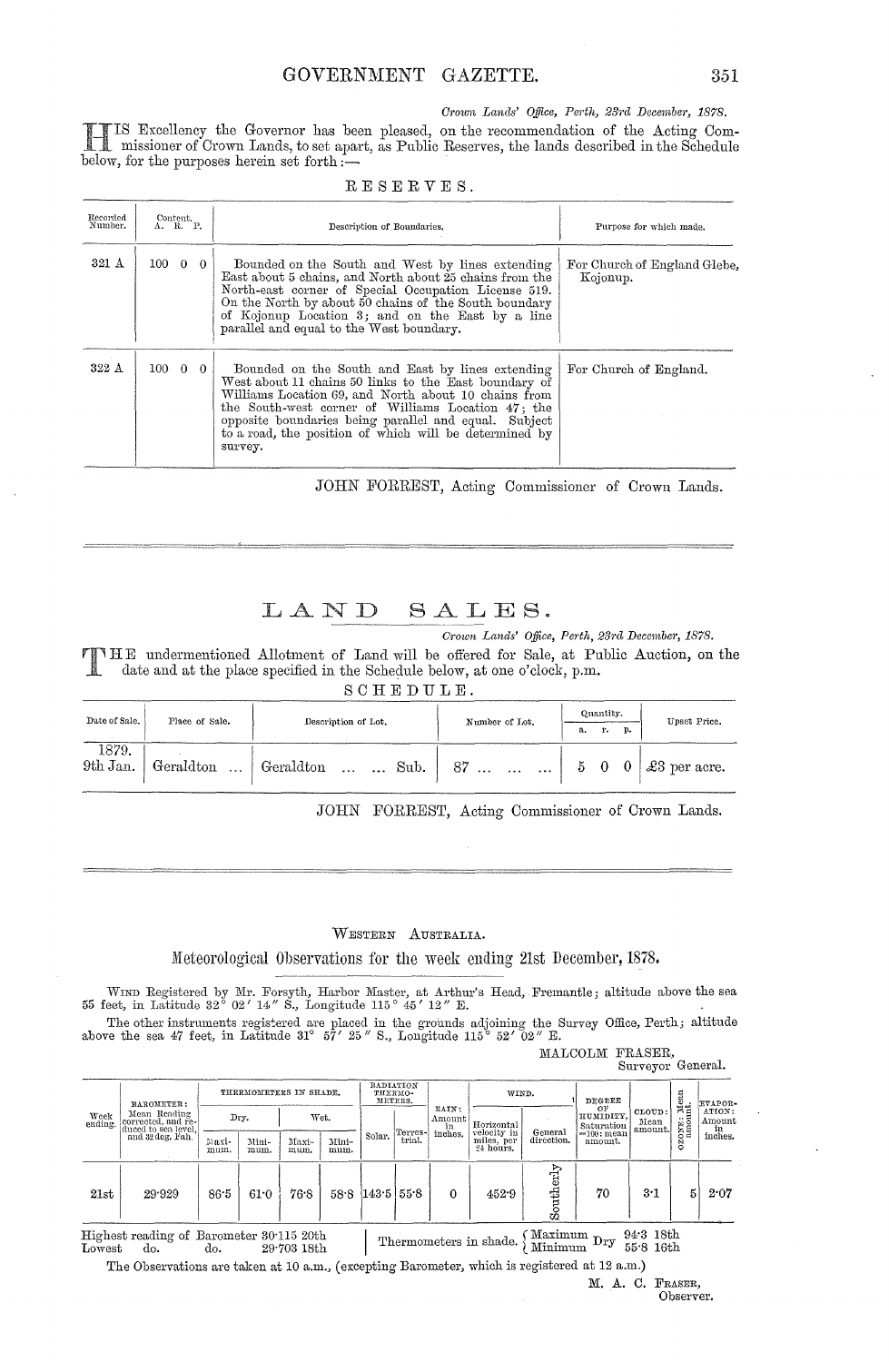*Crown Lands' Office, Perth, 23rd December, 1878.*

HIS Excellency the Governor has been pleased, on the recommendation of the Acting Commissioner of Crown Lands, to set apart, as Public Reserves, the lands described in the Schedule below, for the purposes herein set forth:—

RESERVES.

| Recorded Number. | Content. A. R. P. | Description of Boundaries. | Purpose for which made. |
|---|---|---|---|
| 321 A | 100 0 0 | Bounded on the South and West by lines extending East about 5 chains, and North about 25 chains from the North-east corner of Special Occupation License 519. On the North by about 50 chains of the South boundary of Kojonup Location 3; and on the East by a line parallel and equal to the West boundary. | For Church of England Glebe, Kojonup. |
| 322 A | 100 0 0 | Bounded on the South and East by lines extending West about 11 chains 50 links to the East boundary of Williams Location 69, and North about 10 chains from the South-west corner of Williams Location 47; the opposite boundaries being parallel and equal. Subject to a road, the position of which will be determined by survey. | For Church of England. |

JOHN FORREST, Acting Commissioner of Crown Lands.

---

# LAND SALES.

*Crown Lands' Office, Perth, 23rd December, 1878.*

THE undermentioned Allotment of Land will be offered for Sale, at Public Auction, on the date and at the place specified in the Schedule below, at one o'clock, p.m.

SCHEDULE.

| Date of Sale. | Place of Sale. | Description of Lot. | Number of Lot. | Quantity. a. r. p. | Upset Price. |
|---|---|---|---|---|---|
| 1879. 9th Jan. | Geraldton ... | Geraldton ... ... Sub. | 87 ... ... ... | 5 0 0 | £3 per acre. |

JOHN FORREST, Acting Commissioner of Crown Lands.

---

WESTERN AUSTRALIA.

## Meteorological Observations for the week ending 21st December, 1878.

WIND Registered by Mr. Forsyth, Harbor Master, at Arthur's Head, Fremantle; altitude above the sea 55 feet, in Latitude 32° 02′ 14″ S., Longitude 115° 45′ 12″ E.

The other instruments registered are placed in the grounds adjoining the Survey Office, Perth; altitude above the sea 47 feet, in Latitude 31° 57′ 25″ S., Longitude 115° 52′ 02″ E.

MALCOLM FRASER,
Surveyor General.

| Week ending. | BAROMETER: Mean Reading corrected, and reduced to sea level, and 32 deg. Fah. | THERMOMETERS IN SHADE. Dry. Maximum. | Dry. Minimum. | Wet. Maximum. | Wet. Minimum. | RADIATION THERMOMETERS. Solar. | Terrestrial. | RAIN: Amount in inches. | WIND. Horizontal velocity in miles, per 24 hours. | General direction. | DEGREE OF HUMIDITY, Saturation =100: mean amount. | CLOUD: Mean amount. | OZONE: Mean amount. | EVAPORATION: Amount in inches. |
|---|---|---|---|---|---|---|---|---|---|---|---|---|---|---|
| 21st | 29·929 | 86·5 | 61·0 | 76·8 | 58·8 | 143·5 | 55·8 | 0 | 452·9 | Southerly | 70 | 3·1 | 5 | 2·07 |

Highest reading of Barometer 30·115 20th
Lowest do. do. 29·703 18th

Thermometers in shade. Maximum Dry 94·3 18th; Minimum Dry 55·8 16th

The Observations are taken at 10 a.m., (excepting Barometer, which is registered at 12 a.m.)

M. A. C. FRASER,
Observer.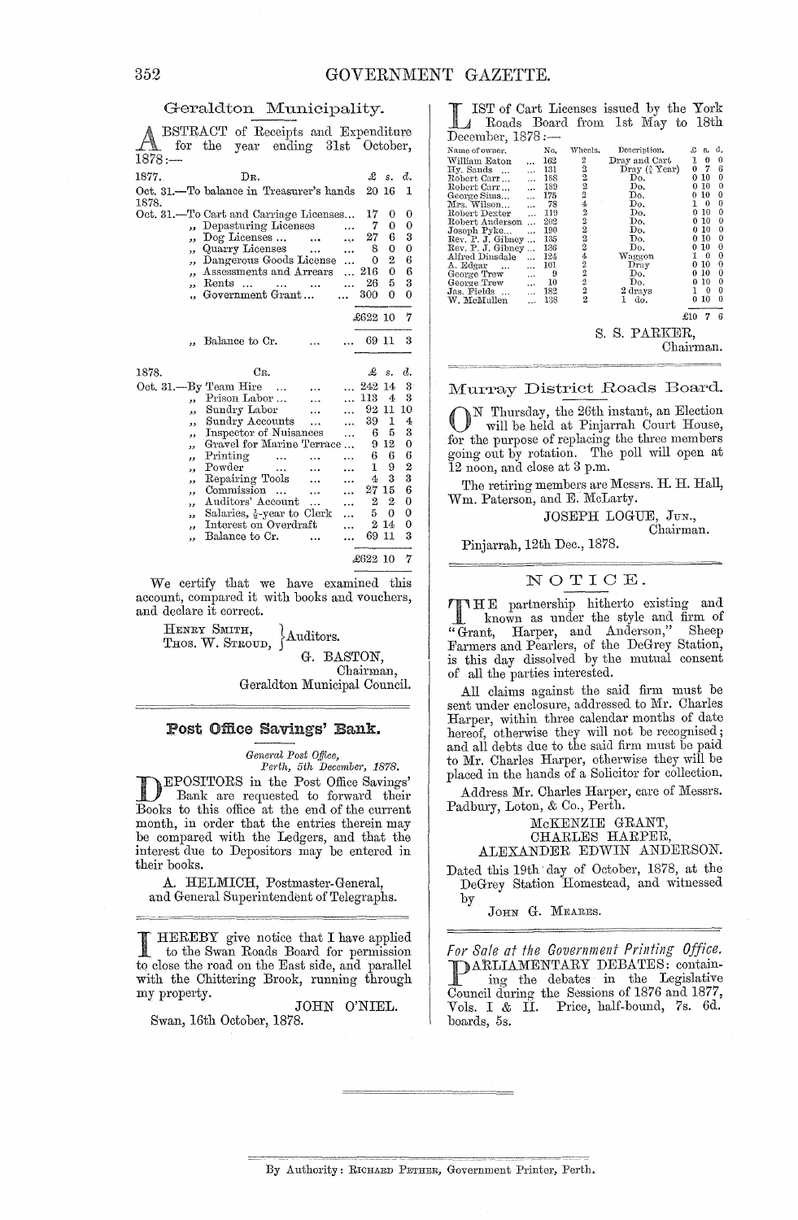## Geraldton Municipality.

ABSTRACT of Receipts and Expenditure for the year ending 31st October, 1878:—

| Dr. | | £ | s. | d. |
|---|---|---|---|---|
| 1877. Oct. 31.—To balance in Treasurer's hands | | 20 | 16 | 1 |
| 1878. Oct. 31.—To Cart and Carriage Licenses... | | 17 | 0 | 0 |
| ,, Depasturing Licenses ... | | 7 | 0 | 0 |
| ,, Dog Licenses ... ... ... | | 27 | 6 | 3 |
| ,, Quarry Licenses ... ... | | 8 | 0 | 0 |
| ,, Dangerous Goods License ... | | 0 | 2 | 6 |
| ,, Assessments and Arrears ... | | 216 | 0 | 6 |
| ,, Rents ... ... ... ... | | 26 | 5 | 3 |
| ,, Government Grant... ... | | 300 | 0 | 0 |
| | | £622 | 10 | 7 |
| ,, Balance to Cr. ... ... | | 69 | 11 | 3 |

| Cr. | £ | s. | d. |
|---|---|---|---|
| 1878. Oct. 31.—By Team Hire ... ... ... | 242 | 14 | 3 |
| ,, Prison Labor ... ... ... | 113 | 4 | 3 |
| ,, Sundry Labor ... ... | 92 | 11 | 10 |
| ,, Sundry Accounts ... ... | 39 | 1 | 4 |
| ,, Inspector of Nuisances ... | 6 | 5 | 3 |
| ,, Gravel for Marine Terrace ... | 9 | 12 | 0 |
| ,, Printing ... ... ... | 6 | 6 | 6 |
| ,, Powder ... ... ... | 1 | 9 | 2 |
| ,, Repairing Tools ... ... | 4 | 3 | 3 |
| ,, Commission ... ... ... | 27 | 15 | 6 |
| ,, Auditors' Account ... ... | 2 | 2 | 0 |
| ,, Salaries, ½-year to Clerk ... | 5 | 0 | 0 |
| ,, Interest on Overdraft ... | 2 | 14 | 0 |
| ,, Balance to Cr. ... ... | 69 | 11 | 3 |
| | £622 | 10 | 7 |

We certify that we have examined this account, compared it with books and vouchers, and declare it correct.

HENRY SMITH,
THOS. W. STROUD, } Auditors.

G. BASTON,
Chairman,
Geraldton Municipal Council.

---

## Post Office Savings' Bank.

*General Post Office,*
*Perth, 5th December, 1878.*

DEPOSITORS in the Post Office Savings' Bank are requested to forward their Books to this office at the end of the current month, in order that the entries therein may be compared with the Ledgers, and that the interest due to Depositors may be entered in their books.

A. HELMICH, Postmaster-General,
and General Superintendent of Telegraphs.

---

I HEREBY give notice that I have applied to the Swan Roads Board for permission to close the road on the East side, and parallel with the Chittering Brook, running through my property.

JOHN O'NIEL.

Swan, 16th October, 1878.

---

LIST of Cart Licenses issued by the York Roads Board from 1st May to 18th December, 1878:—

| Name of owner. | No. | Wheels. | Description. | £ | s. | d. |
|---|---|---|---|---|---|---|
| William Eaton ... | 162 | 2 | Dray and Cart | 1 | 0 | 0 |
| Hy. Sands ... ... | 131 | 2 | Dray (½ Year) | 0 | 7 | 6 |
| Robert Carr... ... | 188 | 2 | Do. | 0 | 10 | 0 |
| Robert Carr... ... | 189 | 2 | Do. | 0 | 10 | 0 |
| George Sims... ... | 175 | 2 | Do. | 0 | 10 | 0 |
| Mrs. Wilson... ... | 78 | 4 | Do. | 1 | 0 | 0 |
| Robert Dexter ... | 119 | 2 | Do. | 0 | 10 | 0 |
| Robert Anderson ... | 202 | 2 | Do. | 0 | 10 | 0 |
| Joseph Pyke... ... | 190 | 2 | Do. | 0 | 10 | 0 |
| Rev. P. J. Gibney ... | 135 | 2 | Do. | 0 | 10 | 0 |
| Rev. P. J. Gibney ... | 136 | 2 | Do. | 0 | 10 | 0 |
| Alfred Dinsdale ... | 124 | 4 | Waggon | 1 | 0 | 0 |
| A. Edgar ... ... | 101 | 2 | Dray | 0 | 10 | 0 |
| George Trew ... | 9 | 2 | Do. | 0 | 10 | 0 |
| George Trew ... | 10 | 2 | Do. | 0 | 10 | 0 |
| Jas. Fields ... ... | 182 | 2 | 2 drays | 1 | 0 | 0 |
| W. McMullen ... | 138 | 2 | 1 do. | 0 | 10 | 0 |
| | | | | £10 | 7 | 6 |

S. S. PARKER,
Chairman.

---

## Murray District Roads Board.

ON Thursday, the 26th instant, an Election will be held at Pinjarrah Court House, for the purpose of replacing the three members going out by rotation. The poll will open at 12 noon, and close at 3 p.m.

The retiring members are Messrs. H. H. Hall, Wm. Paterson, and E. McLarty.

JOSEPH LOGUE, JUN.,
Chairman.

Pinjarrah, 12th Dec., 1878.

---

## NOTICE.

THE partnership hitherto existing and known as under the style and firm of "Grant, Harper, and Anderson," Sheep Farmers and Pearlers, of the DeGrey Station, is this day dissolved by the mutual consent of all the parties interested.

All claims against the said firm must be sent under enclosure, addressed to Mr. Charles Harper, within three calendar months of date hereof, otherwise they will not be recognised; and all debts due to the said firm must be paid to Mr. Charles Harper, otherwise they will be placed in the hands of a Solicitor for collection.

Address Mr. Charles Harper, care of Messrs. Padbury, Loton, & Co., Perth.

McKENZIE GRANT,
CHARLES HARPER,
ALEXANDER EDWIN ANDERSON.

Dated this 19th day of October, 1878, at the DeGrey Station Homestead, and witnessed by

JOHN G. MEARES.

---

*For Sale at the Government Printing Office.*

PARLIAMENTARY DEBATES: containing the debates in the Legislative Council during the Sessions of 1876 and 1877, Vols. I & II. Price, half-bound, 7s. 6d. boards, 5s.

---

By Authority: RICHARD PETHER, Government Printer, Perth.